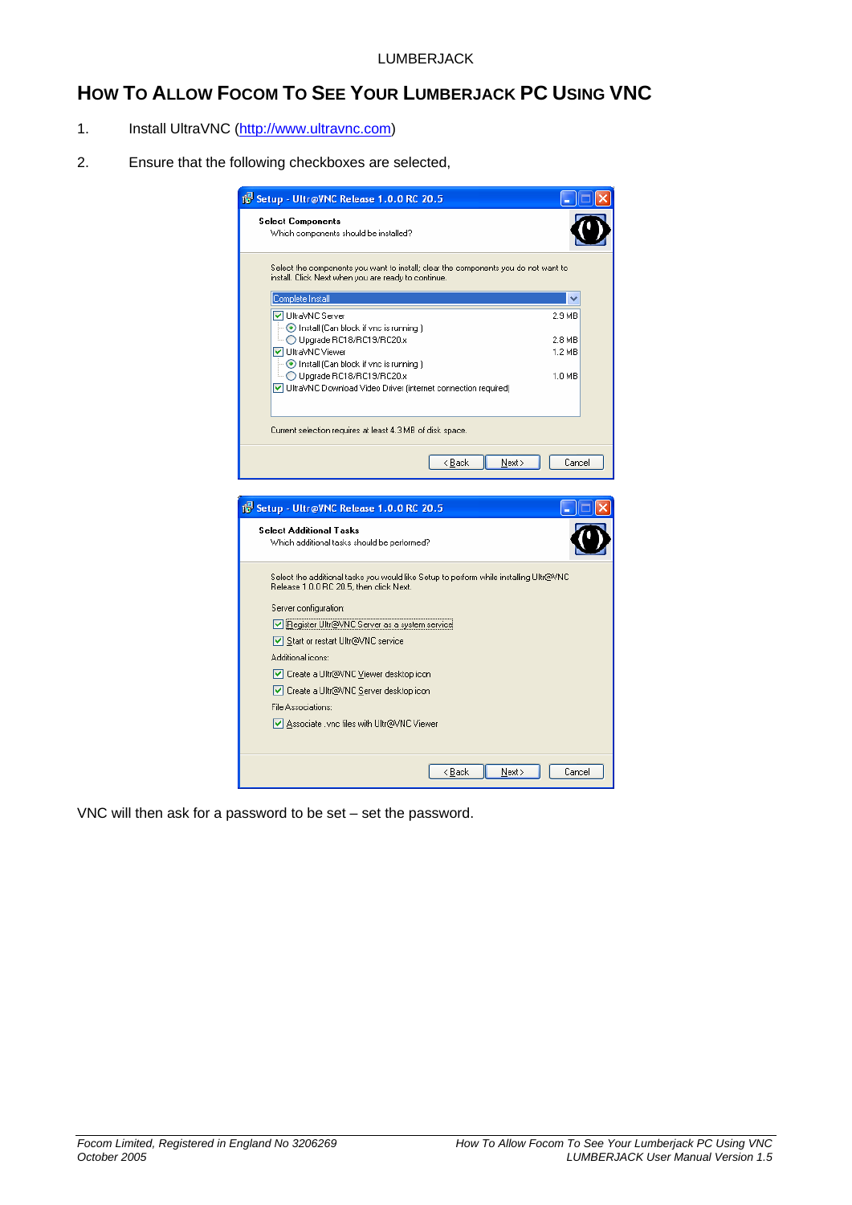# How To Allow Focom To See Your Lumberjack PC Using VNC

1. Install UltraVNC (http://www.ultravnc.com)

2. Ensure that the following checkboxes are selected,

VNC will then ask for a password to be set – set the password.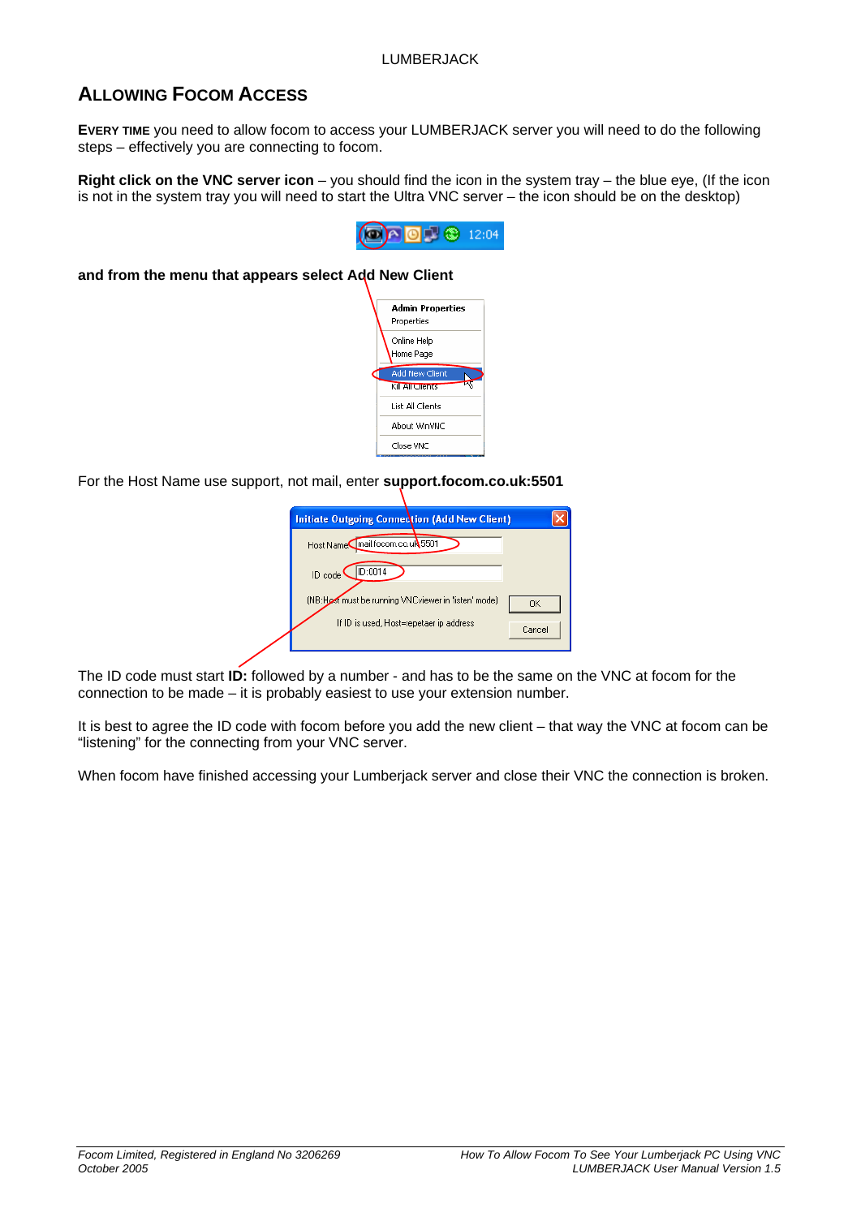## ALLOWING FOCOM ACCESS

**EVERY TIME** you need to allow focom to access your LUMBERJACK server you will need to do the following steps – effectively you are connecting to focom.

**Right click on the VNC server icon** – you should find the icon in the system tray – the blue eye, (If the icon is not in the system tray you will need to start the Ultra VNC server – the icon should be on the desktop)

**and from the menu that appears select Add New Client**

For the Host Name use support, not mail, enter **support.focom.co.uk:5501**

The ID code must start **ID:** followed by a number - and has to be the same on the VNC at focom for the connection to be made – it is probably easiest to use your extension number.

It is best to agree the ID code with focom before you add the new client – that way the VNC at focom can be "listening" for the connecting from your VNC server.

When focom have finished accessing your Lumberjack server and close their VNC the connection is broken.